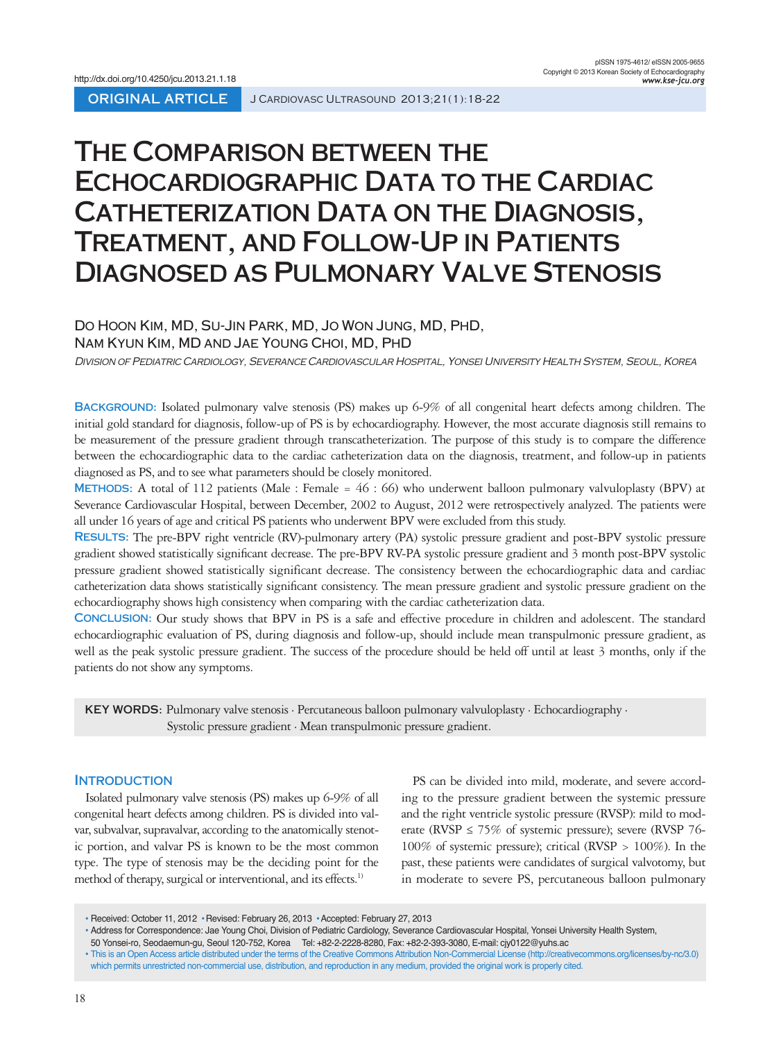ORIGINAL ARTICLE

# The Comparison between the Echocardiographic Data to the Cardiac Catheterization Data on the Diagnosis, Treatment, and Follow-Up in Patients Diagnosed as Pulmonary Valve Stenosis

Do Hoon Kim, MD, Su-Jin Park, MD, Jo Won Jung, MD, PhD, Nam Kyun Kim, MD and Jae Young Choi, MD, PhD

*Division of Pediatric Cardiology, Severance Cardiovascular Hospital, Yonsei University Health System, Seoul, Korea*

**Background:** Isolated pulmonary valve stenosis (PS) makes up 6-9% of all congenital heart defects among children. The initial gold standard for diagnosis, follow-up of PS is by echocardiography. However, the most accurate diagnosis still remains to be measurement of the pressure gradient through transcatheterization. The purpose of this study is to compare the difference between the echocardiographic data to the cardiac catheterization data on the diagnosis, treatment, and follow-up in patients diagnosed as PS, and to see what parameters should be closely monitored.

**Methods:** A total of 112 patients (Male : Female = 46 : 66) who underwent balloon pulmonary valvuloplasty (BPV) at Severance Cardiovascular Hospital, between December, 2002 to August, 2012 were retrospectively analyzed. The patients were all under 16 years of age and critical PS patients who underwent BPV were excluded from this study.

**Results:** The pre-BPV right ventricle (RV)-pulmonary artery (PA) systolic pressure gradient and post-BPV systolic pressure gradient showed statistically significant decrease. The pre-BPV RV-PA systolic pressure gradient and 3 month post-BPV systolic pressure gradient showed statistically significant decrease. The consistency between the echocardiographic data and cardiac catheterization data shows statistically significant consistency. The mean pressure gradient and systolic pressure gradient on the echocardiography shows high consistency when comparing with the cardiac catheterization data.

**Conclusion:** Our study shows that BPV in PS is a safe and effective procedure in children and adolescent. The standard echocardiographic evaluation of PS, during diagnosis and follow-up, should include mean transpulmonic pressure gradient, as well as the peak systolic pressure gradient. The success of the procedure should be held off until at least 3 months, only if the patients do not show any symptoms.

**KEY WORDS:** Pulmonary valve stenosis · Percutaneous balloon pulmonary valvuloplasty · Echocardiography · Systolic pressure gradient · Mean transpulmonic pressure gradient.

## Introduction

Isolated pulmonary valve stenosis (PS) makes up 6-9% of all congenital heart defects among children. PS is divided into valvar, subvalvar, supravalvar, according to the anatomically stenotic portion, and valvar PS is known to be the most common type. The type of stenosis may be the deciding point for the method of therapy, surgical or interventional, and its effects.[1)]

PS can be divided into mild, moderate, and severe according to the pressure gradient between the systemic pressure and the right ventricle systolic pressure (RVSP): mild to moderate (RVSP ≤ 75% of systemic pressure); severe (RVSP 76-100% of systemic pressure); critical (RVSP > 100%). In the past, these patients were candidates of surgical valvotomy, but in moderate to severe PS, percutaneous balloon pulmonary

- Received: October 11, 2012 • Revised: February 26, 2013 • Accepted: February 27, 2013
- Address for Correspondence: Jae Young Choi, Division of Pediatric Cardiology, Severance Cardiovascular Hospital, Yonsei University Health System, 50 Yonsei-ro, Seodaemun-gu, Seoul 120-752, Korea Tel: +82-2-2228-8280, Fax: +82-2-393-3080, E-mail: cjy0122@yuhs.ac
- This is an Open Access article distributed under the terms of the Creative Commons Attribution Non-Commercial License (http://creativecommons.org/licenses/by-nc/3.0) which permits unrestricted non-commercial use, distribution, and reproduction in any medium, provided the original work is properly cited.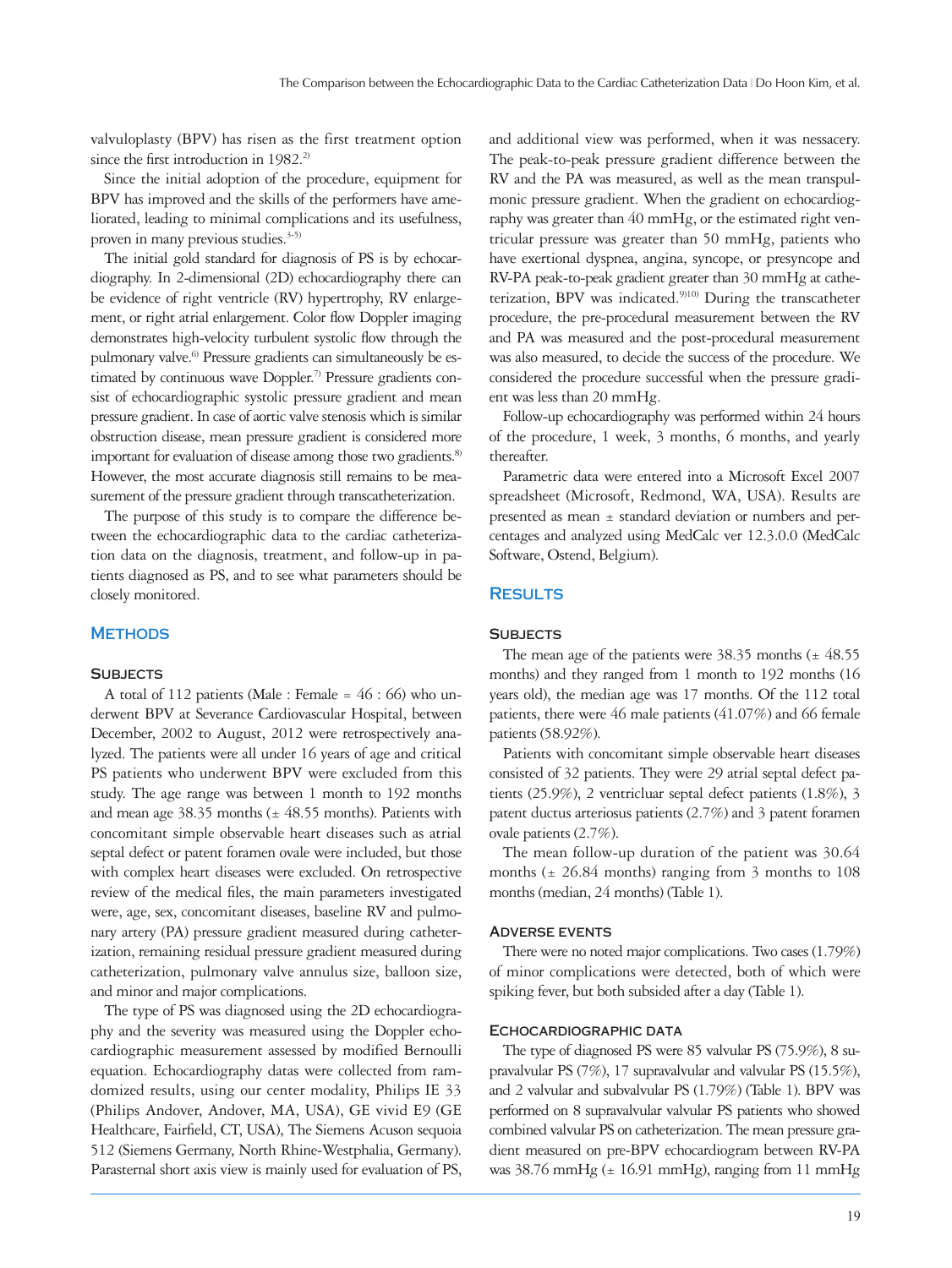valvuloplasty (BPV) has risen as the first treatment option since the first introduction in 1982.[2]

Since the initial adoption of the procedure, equipment for BPV has improved and the skills of the performers have ameliorated, leading to minimal complications and its usefulness, proven in many previous studies.[3-5]

The initial gold standard for diagnosis of PS is by echocardiography. In 2-dimensional (2D) echocardiography there can be evidence of right ventricle (RV) hypertrophy, RV enlargement, or right atrial enlargement. Color flow Doppler imaging demonstrates high-velocity turbulent systolic flow through the pulmonary valve.[6] Pressure gradients can simultaneously be estimated by continuous wave Doppler.[7] Pressure gradients consist of echocardiographic systolic pressure gradient and mean pressure gradient. In case of aortic valve stenosis which is similar obstruction disease, mean pressure gradient is considered more important for evaluation of disease among those two gradients.[8] However, the most accurate diagnosis still remains to be measurement of the pressure gradient through transcatheterization.

The purpose of this study is to compare the difference between the echocardiographic data to the cardiac catheterization data on the diagnosis, treatment, and follow-up in patients diagnosed as PS, and to see what parameters should be closely monitored.

## Methods

### Subjects

A total of 112 patients (Male : Female = 46 : 66) who underwent BPV at Severance Cardiovascular Hospital, between December, 2002 to August, 2012 were retrospectively analyzed. The patients were all under 16 years of age and critical PS patients who underwent BPV were excluded from this study. The age range was between 1 month to 192 months and mean age 38.35 months (± 48.55 months). Patients with concomitant simple observable heart diseases such as atrial septal defect or patent foramen ovale were included, but those with complex heart diseases were excluded. On retrospective review of the medical files, the main parameters investigated were, age, sex, concomitant diseases, baseline RV and pulmonary artery (PA) pressure gradient measured during catheterization, remaining residual pressure gradient measured during catheterization, pulmonary valve annulus size, balloon size, and minor and major complications.

The type of PS was diagnosed using the 2D echocardiography and the severity was measured using the Doppler echocardiographic measurement assessed by modified Bernoulli equation. Echocardiography datas were collected from ramdomized results, using our center modality, Philips IE 33 (Philips Andover, Andover, MA, USA), GE vivid E9 (GE Healthcare, Fairfield, CT, USA), The Siemens Acuson sequoia 512 (Siemens Germany, North Rhine-Westphalia, Germany). Parasternal short axis view is mainly used for evaluation of PS, and additional view was performed, when it was nessacery. The peak-to-peak pressure gradient difference between the RV and the PA was measured, as well as the mean transpulmonic pressure gradient. When the gradient on echocardiography was greater than 40 mmHg, or the estimated right ventricular pressure was greater than 50 mmHg, patients who have exertional dyspnea, angina, syncope, or presyncope and RV-PA peak-to-peak gradient greater than 30 mmHg at catheterization, BPV was indicated.[9)10] During the transcatheter procedure, the pre-procedural measurement between the RV and PA was measured and the post-procedural measurement was also measured, to decide the success of the procedure. We considered the procedure successful when the pressure gradient was less than 20 mmHg.

Follow-up echocardiography was performed within 24 hours of the procedure, 1 week, 3 months, 6 months, and yearly thereafter.

Parametric data were entered into a Microsoft Excel 2007 spreadsheet (Microsoft, Redmond, WA, USA). Results are presented as mean ± standard deviation or numbers and percentages and analyzed using MedCalc ver 12.3.0.0 (MedCalc Software, Ostend, Belgium).

## Results

### Subjects

The mean age of the patients were 38.35 months (± 48.55 months) and they ranged from 1 month to 192 months (16 years old), the median age was 17 months. Of the 112 total patients, there were 46 male patients (41.07%) and 66 female patients (58.92%).

Patients with concomitant simple observable heart diseases consisted of 32 patients. They were 29 atrial septal defect patients (25.9%), 2 ventricluar septal defect patients (1.8%), 3 patent ductus arteriosus patients (2.7%) and 3 patent foramen ovale patients (2.7%).

The mean follow-up duration of the patient was 30.64 months (± 26.84 months) ranging from 3 months to 108 months (median, 24 months) (Table 1).

### Adverse events

There were no noted major complications. Two cases (1.79%) of minor complications were detected, both of which were spiking fever, but both subsided after a day (Table 1).

### Echocardiographic data

The type of diagnosed PS were 85 valvular PS (75.9%), 8 supravalvular PS (7%), 17 supravalvular and valvular PS (15.5%), and 2 valvular and subvalvular PS (1.79%) (Table 1). BPV was performed on 8 supravalvular valvular PS patients who showed combined valvular PS on catheterization. The mean pressure gradient measured on pre-BPV echocardiogram between RV-PA was 38.76 mmHg (± 16.91 mmHg), ranging from 11 mmHg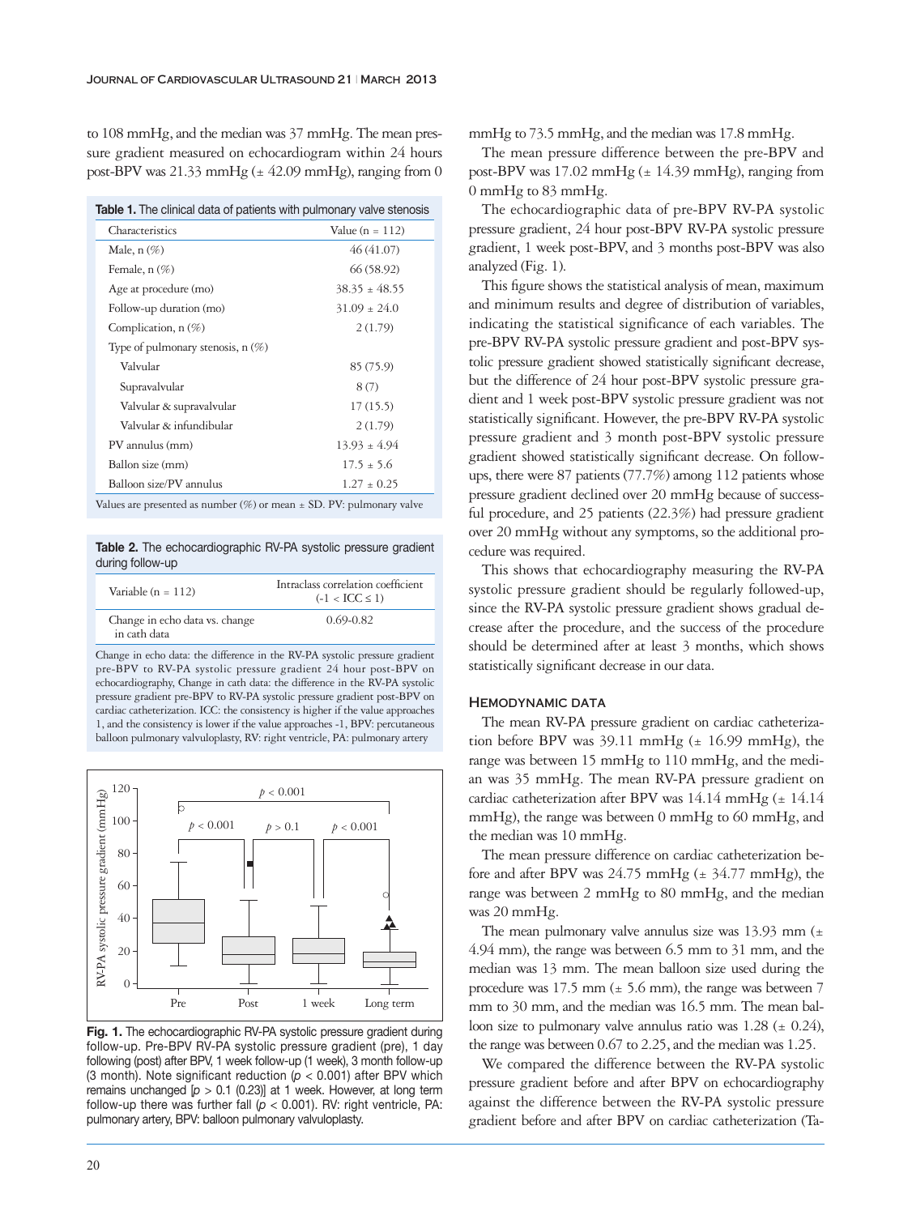to 108 mmHg, and the median was 37 mmHg. The mean pressure gradient measured on echocardiogram within 24 hours post-BPV was 21.33 mmHg (± 42.09 mmHg), ranging from 0 mmHg to 73.5 mmHg, and the median was 17.8 mmHg.

**Table 1.** The clinical data of patients with pulmonary valve stenosis

| Characteristics | Value (n = 112) |
|---|---|
| Male, n (%) | 46 (41.07) |
| Female, n (%) | 66 (58.92) |
| Age at procedure (mo) | 38.35 ± 48.55 |
| Follow-up duration (mo) | 31.09 ± 24.0 |
| Complication, n (%) | 2 (1.79) |
| Type of pulmonary stenosis, n (%) | |
| Valvular | 85 (75.9) |
| Supravalvular | 8 (7) |
| Valvular & supravalvular | 17 (15.5) |
| Valvular & infundibular | 2 (1.79) |
| PV annulus (mm) | 13.93 ± 4.94 |
| Ballon size (mm) | 17.5 ± 5.6 |
| Balloon size/PV annulus | 1.27 ± 0.25 |

Values are presented as number (%) or mean ± SD. PV: pulmonary valve

**Table 2.** The echocardiographic RV-PA systolic pressure gradient during follow-up

| Variable (n = 112) | Intraclass correlation coefficient (-1 < ICC ≤ 1) |
|---|---|
| Change in echo data vs. change in cath data | 0.69-0.82 |

Change in echo data: the difference in the RV-PA systolic pressure gradient pre-BPV to RV-PA systolic pressure gradient 24 hour post-BPV on echocardiography, Change in cath data: the difference in the RV-PA systolic pressure gradient pre-BPV to RV-PA systolic pressure gradient post-BPV on cardiac catheterization. ICC: the consistency is higher if the value approaches 1, and the consistency is lower if the value approaches -1, BPV: percutaneous balloon pulmonary valvuloplasty, RV: right ventricle, PA: pulmonary artery

**Fig. 1.** The echocardiographic RV-PA systolic pressure gradient during follow-up. Pre-BPV RV-PA systolic pressure gradient (pre), 1 day following (post) after BPV, 1 week follow-up (1 week), 3 month follow-up (3 month). Note significant reduction ($p < 0.001$) after BPV which remains unchanged [$p > 0.1$ (0.23)] at 1 week. However, at long term follow-up there was further fall ($p < 0.001$). RV: right ventricle, PA: pulmonary artery, BPV: balloon pulmonary valvuloplasty.

The mean pressure difference between the pre-BPV and post-BPV was 17.02 mmHg (± 14.39 mmHg), ranging from 0 mmHg to 83 mmHg.

The echocardiographic data of pre-BPV RV-PA systolic pressure gradient, 24 hour post-BPV RV-PA systolic pressure gradient, 1 week post-BPV, and 3 months post-BPV was also analyzed (Fig. 1).

This figure shows the statistical analysis of mean, maximum and minimum results and degree of distribution of variables, indicating the statistical significance of each variables. The pre-BPV RV-PA systolic pressure gradient and post-BPV systolic pressure gradient showed statistically significant decrease, but the difference of 24 hour post-BPV systolic pressure gradient and 1 week post-BPV systolic pressure gradient was not statistically significant. However, the pre-BPV RV-PA systolic pressure gradient and 3 month post-BPV systolic pressure gradient showed statistically significant decrease. On follow-ups, there were 87 patients (77.7%) among 112 patients whose pressure gradient declined over 20 mmHg because of successful procedure, and 25 patients (22.3%) had pressure gradient over 20 mmHg without any symptoms, so the additional procedure was required.

This shows that echocardiography measuring the RV-PA systolic pressure gradient should be regularly followed-up, since the RV-PA systolic pressure gradient shows gradual decrease after the procedure, and the success of the procedure should be determined after at least 3 months, which shows statistically significant decrease in our data.

### Hemodynamic data

The mean RV-PA pressure gradient on cardiac catheterization before BPV was 39.11 mmHg (± 16.99 mmHg), the range was between 15 mmHg to 110 mmHg, and the median was 35 mmHg. The mean RV-PA pressure gradient on cardiac catheterization after BPV was 14.14 mmHg (± 14.14 mmHg), the range was between 0 mmHg to 60 mmHg, and the median was 10 mmHg.

The mean pressure difference on cardiac catheterization before and after BPV was 24.75 mmHg (± 34.77 mmHg), the range was between 2 mmHg to 80 mmHg, and the median was 20 mmHg.

The mean pulmonary valve annulus size was 13.93 mm (± 4.94 mm), the range was between 6.5 mm to 31 mm, and the median was 13 mm. The mean balloon size used during the procedure was 17.5 mm (± 5.6 mm), the range was between 7 mm to 30 mm, and the median was 16.5 mm. The mean balloon size to pulmonary valve annulus ratio was 1.28 (± 0.24), the range was between 0.67 to 2.25, and the median was 1.25.

We compared the difference between the RV-PA systolic pressure gradient before and after BPV on echocardiography against the difference between the RV-PA systolic pressure gradient before and after BPV on cardiac catheterization (Ta-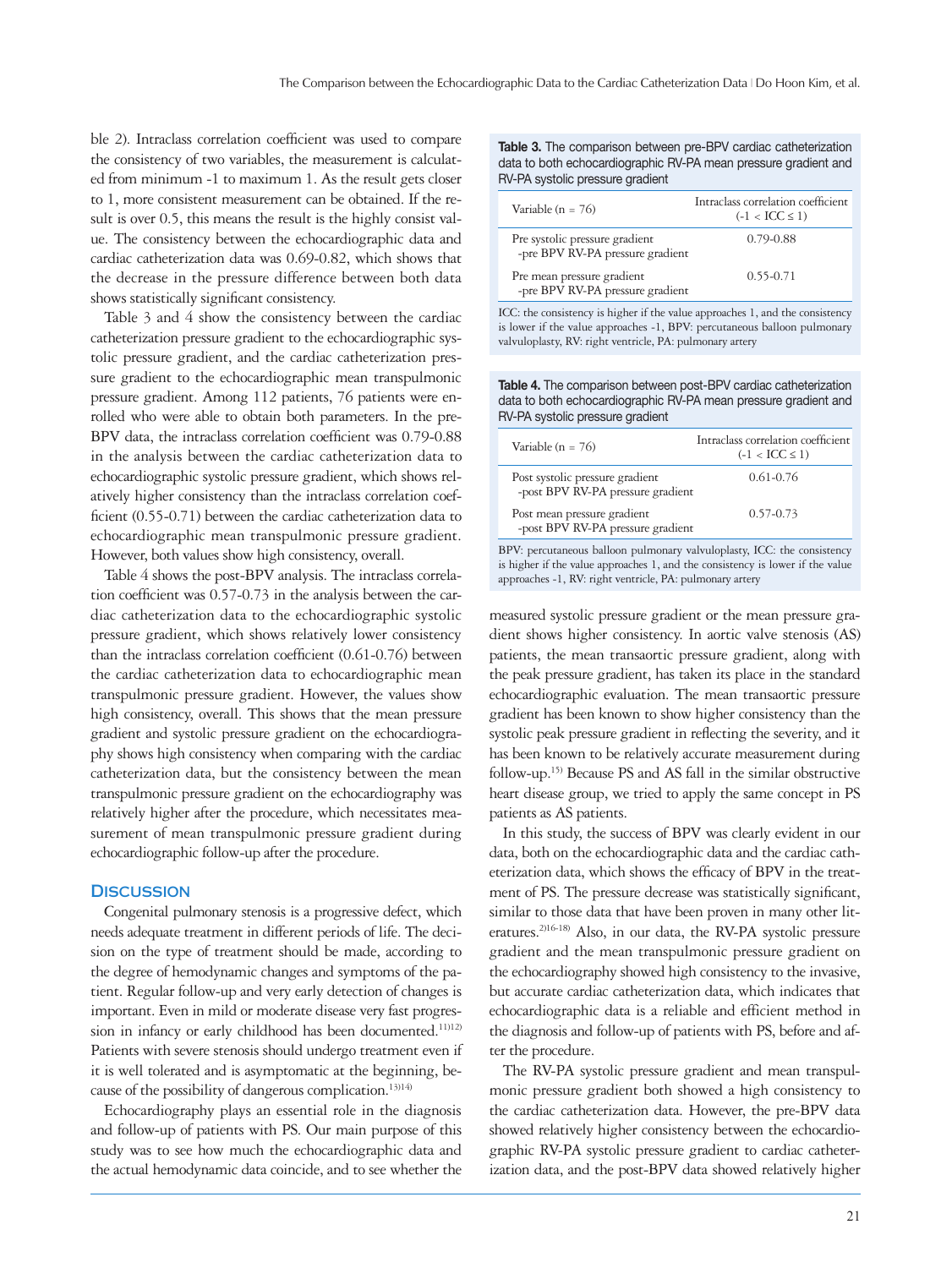ble 2). Intraclass correlation coefficient was used to compare the consistency of two variables, the measurement is calculated from minimum -1 to maximum 1. As the result gets closer to 1, more consistent measurement can be obtained. If the result is over 0.5, this means the result is the highly consist value. The consistency between the echocardiographic data and cardiac catheterization data was 0.69-0.82, which shows that the decrease in the pressure difference between both data shows statistically significant consistency.

Table 3 and 4 show the consistency between the cardiac catheterization pressure gradient to the echocardiographic systolic pressure gradient, and the cardiac catheterization pressure gradient to the echocardiographic mean transpulmonic pressure gradient. Among 112 patients, 76 patients were enrolled who were able to obtain both parameters. In the pre-BPV data, the intraclass correlation coefficient was 0.79-0.88 in the analysis between the cardiac catheterization data to echocardiographic systolic pressure gradient, which shows relatively higher consistency than the intraclass correlation coefficient (0.55-0.71) between the cardiac catheterization data to echocardiographic mean transpulmonic pressure gradient. However, both values show high consistency, overall.

Table 4 shows the post-BPV analysis. The intraclass correlation coefficient was 0.57-0.73 in the analysis between the cardiac catheterization data to the echocardiographic systolic pressure gradient, which shows relatively lower consistency than the intraclass correlation coefficient (0.61-0.76) between the cardiac catheterization data to echocardiographic mean transpulmonic pressure gradient. However, the values show high consistency, overall. This shows that the mean pressure gradient and systolic pressure gradient on the echocardiography shows high consistency when comparing with the cardiac catheterization data, but the consistency between the mean transpulmonic pressure gradient on the echocardiography was relatively higher after the procedure, which necessitates measurement of mean transpulmonic pressure gradient during echocardiographic follow-up after the procedure.

**Table 3.** The comparison between pre-BPV cardiac catheterization data to both echocardiographic RV-PA mean pressure gradient and RV-PA systolic pressure gradient

| Variable (n = 76) | Intraclass correlation coefficient ($-1 < ICC \leq 1$) |
|---|---|
| Pre systolic pressure gradient -pre BPV RV-PA pressure gradient | 0.79-0.88 |
| Pre mean pressure gradient -pre BPV RV-PA pressure gradient | 0.55-0.71 |

ICC: the consistency is higher if the value approaches 1, and the consistency is lower if the value approaches -1, BPV: percutaneous balloon pulmonary valvuloplasty, RV: right ventricle, PA: pulmonary artery

**Table 4.** The comparison between post-BPV cardiac catheterization data to both echocardiographic RV-PA mean pressure gradient and RV-PA systolic pressure gradient

| Variable (n = 76) | Intraclass correlation coefficient ($-1 < ICC \leq 1$) |
|---|---|
| Post systolic pressure gradient -post BPV RV-PA pressure gradient | 0.61-0.76 |
| Post mean pressure gradient -post BPV RV-PA pressure gradient | 0.57-0.73 |

BPV: percutaneous balloon pulmonary valvuloplasty, ICC: the consistency is higher if the value approaches 1, and the consistency is lower if the value approaches -1, RV: right ventricle, PA: pulmonary artery

## Discussion

Congenital pulmonary stenosis is a progressive defect, which needs adequate treatment in different periods of life. The decision on the type of treatment should be made, according to the degree of hemodynamic changes and symptoms of the patient. Regular follow-up and very early detection of changes is important. Even in mild or moderate disease very fast progression in infancy or early childhood has been documented.[11)12)] Patients with severe stenosis should undergo treatment even if it is well tolerated and is asymptomatic at the beginning, because of the possibility of dangerous complication.[13)14)]

Echocardiography plays an essential role in the diagnosis and follow-up of patients with PS. Our main purpose of this study was to see how much the echocardiographic data and the actual hemodynamic data coincide, and to see whether the measured systolic pressure gradient or the mean pressure gradient shows higher consistency. In aortic valve stenosis (AS) patients, the mean transaortic pressure gradient, along with the peak pressure gradient, has taken its place in the standard echocardiographic evaluation. The mean transaortic pressure gradient has been known to show higher consistency than the systolic peak pressure gradient in reflecting the severity, and it has been known to be relatively accurate measurement during follow-up.[15)] Because PS and AS fall in the similar obstructive heart disease group, we tried to apply the same concept in PS patients as AS patients.

In this study, the success of BPV was clearly evident in our data, both on the echocardiographic data and the cardiac catheterization data, which shows the efficacy of BPV in the treatment of PS. The pressure decrease was statistically significant, similar to those data that have been proven in many other literatures.[2)16-18)] Also, in our data, the RV-PA systolic pressure gradient and the mean transpulmonic pressure gradient on the echocardiography showed high consistency to the invasive, but accurate cardiac catheterization data, which indicates that echocardiographic data is a reliable and efficient method in the diagnosis and follow-up of patients with PS, before and after the procedure.

The RV-PA systolic pressure gradient and mean transpulmonic pressure gradient both showed a high consistency to the cardiac catheterization data. However, the pre-BPV data showed relatively higher consistency between the echocardiographic RV-PA systolic pressure gradient to cardiac catheterization data, and the post-BPV data showed relatively higher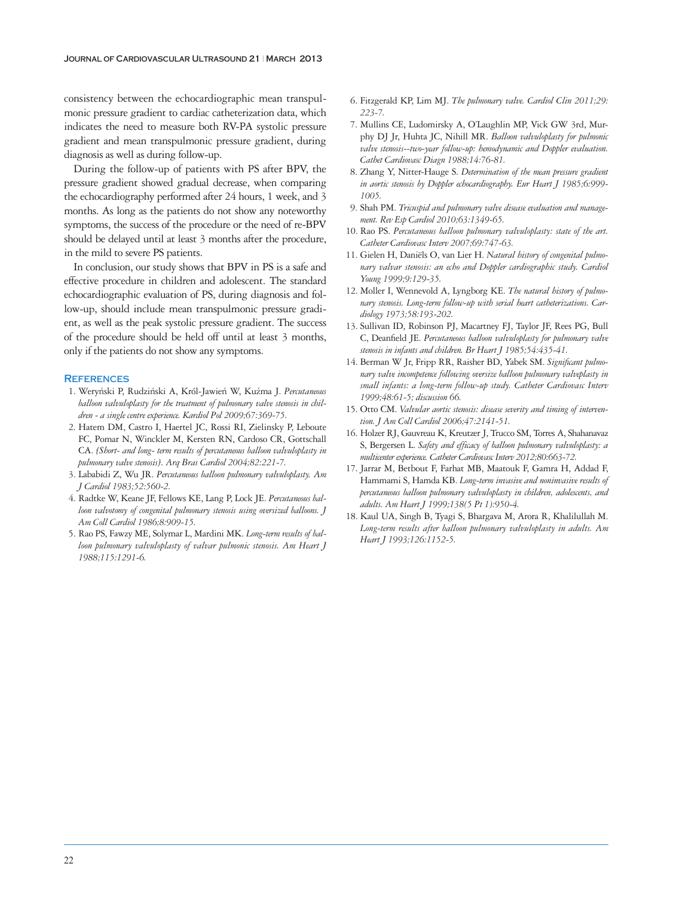consistency between the echocardiographic mean transpulmonic pressure gradient to cardiac catheterization data, which indicates the need to measure both RV-PA systolic pressure gradient and mean transpulmonic pressure gradient, during diagnosis as well as during follow-up.

During the follow-up of patients with PS after BPV, the pressure gradient showed gradual decrease, when comparing the echocardiography performed after 24 hours, 1 week, and 3 months. As long as the patients do not show any noteworthy symptoms, the success of the procedure or the need of re-BPV should be delayed until at least 3 months after the procedure, in the mild to severe PS patients.

In conclusion, our study shows that BPV in PS is a safe and effective procedure in children and adolescent. The standard echocardiographic evaluation of PS, during diagnosis and follow-up, should include mean transpulmonic pressure gradient, as well as the peak systolic pressure gradient. The success of the procedure should be held off until at least 3 months, only if the patients do not show any symptoms.

## References

1. Weryński P, Rudziński A, Król-Jawień W, Kuźma J. *Percutaneous balloon valvuloplasty for the treatment of pulmonary valve stenosis in children - a single centre experience. Kardiol Pol 2009;67:369-75.*
2. Hatem DM, Castro I, Haertel JC, Rossi RI, Zielinsky P, Leboute FC, Pomar N, Winckler M, Kersten RN, Cardoso CR, Gottschall CA. *{Short- and long- term results of percutaneous balloon valvuloplasty in pulmonary valve stenosis}. Arq Bras Cardiol 2004;82:221-7.*
3. Lababidi Z, Wu JR. *Percutaneous balloon pulmonary valvuloplasty. Am J Cardiol 1983;52:560-2.*
4. Radtke W, Keane JF, Fellows KE, Lang P, Lock JE. *Percutaneous balloon valvotomy of congenital pulmonary stenosis using oversized balloons. J Am Coll Cardiol 1986;8:909-15.*
5. Rao PS, Fawzy ME, Solymar L, Mardini MK. *Long-term results of balloon pulmonary valvuloplasty of valvar pulmonic stenosis. Am Heart J 1988;115:1291-6.*
6. Fitzgerald KP, Lim MJ. *The pulmonary valve. Cardiol Clin 2011;29:223-7.*
7. Mullins CE, Ludomirsky A, O'Laughlin MP, Vick GW 3rd, Murphy DJ Jr, Huhta JC, Nihill MR. *Balloon valvuloplasty for pulmonic valve stenosis--two-year follow-up: hemodynamic and Doppler evaluation. Cathet Cardiovasc Diagn 1988;14:76-81.*
8. Zhang Y, Nitter-Hauge S. *Determination of the mean pressure gradient in aortic stenosis by Doppler echocardiography. Eur Heart J 1985;6:999-1005.*
9. Shah PM. *Tricuspid and pulmonary valve disease evaluation and management. Rev Esp Cardiol 2010;63:1349-65.*
10. Rao PS. *Percutaneous balloon pulmonary valvuloplasty: state of the art. Catheter Cardiovasc Interv 2007;69:747-63.*
11. Gielen H, Daniëls O, van Lier H. *Natural history of congenital pulmonary valvar stenosis: an echo and Doppler cardiographic study. Cardiol Young 1999;9:129-35.*
12. Moller I, Wennevold A, Lyngborg KE. *The natural history of pulmonary stenosis. Long-term follow-up with serial heart catheterizations. Cardiology 1973;58:193-202.*
13. Sullivan ID, Robinson PJ, Macartney FJ, Taylor JF, Rees PG, Bull C, Deanfield JE. *Percutaneous balloon valvuloplasty for pulmonary valve stenosis in infants and children. Br Heart J 1985;54:435-41.*
14. Berman W Jr, Fripp RR, Raisher BD, Yabek SM. *Significant pulmonary valve incompetence following oversize balloon pulmonary valveplasty in small infants: a long-term follow-up study. Catheter Cardiovasc Interv 1999;48:61-5; discussion 66.*
15. Otto CM. *Valvular aortic stenosis: disease severity and timing of intervention. J Am Coll Cardiol 2006;47:2141-51.*
16. Holzer RJ, Gauvreau K, Kreutzer J, Trucco SM, Torres A, Shahanavaz S, Bergersen L. *Safety and efficacy of balloon pulmonary valvuloplasty: a multicenter experience. Catheter Cardiovasc Interv 2012;80:663-72.*
17. Jarrar M, Betbout F, Farhat MB, Maatouk F, Gamra H, Addad F, Hammami S, Hamda KB. *Long-term invasive and noninvasive results of percutaneous balloon pulmonary valvuloplasty in children, adolescents, and adults. Am Heart J 1999;138(5 Pt 1):950-4.*
18. Kaul UA, Singh B, Tyagi S, Bhargava M, Arora R, Khalilullah M. *Long-term results after balloon pulmonary valvuloplasty in adults. Am Heart J 1993;126:1152-5.*